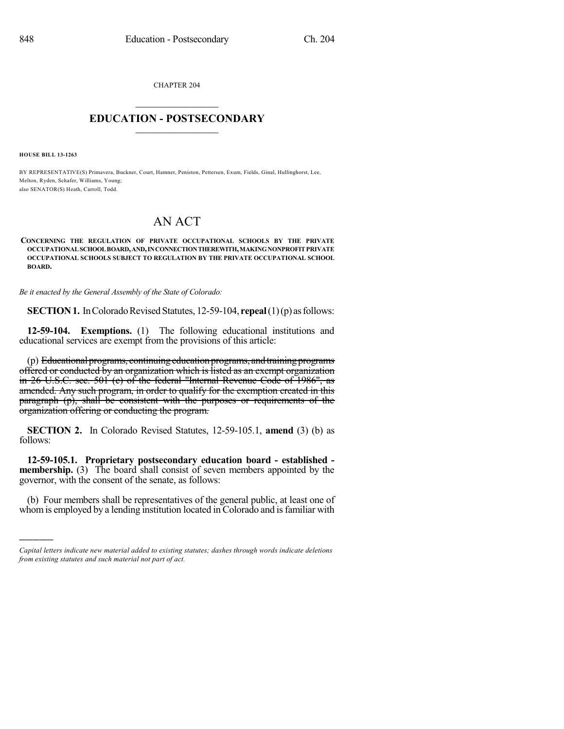CHAPTER 204

## EDUCATION - POSTSECONDARY

**HOUSE BILL 13-1263**

BY REPRESENTATIVE(S) Primavera, Buckner, Court, Hamner, Peniston, Pettersen, Exum, Fields, Ginal, Hullinghorst, Lee, Melton, Ryden, Schafer, Williams, Young;
also SENATOR(S) Heath, Carroll, Todd.

# AN ACT

**CONCERNING THE REGULATION OF PRIVATE OCCUPATIONAL SCHOOLS BY THE PRIVATE OCCUPATIONAL SCHOOL BOARD, AND, IN CONNECTION THEREWITH, MAKING NONPROFIT PRIVATE OCCUPATIONAL SCHOOLS SUBJECT TO REGULATION BY THE PRIVATE OCCUPATIONAL SCHOOL BOARD.**

*Be it enacted by the General Assembly of the State of Colorado:*

**SECTION 1.** In Colorado Revised Statutes, 12-59-104, **repeal** (1) (p) as follows:

**12-59-104. Exemptions.** (1) The following educational institutions and educational services are exempt from the provisions of this article:

(p) ~~Educational programs, continuing education programs, and training programs offered or conducted by an organization which is listed as an exempt organization in 26 U.S.C. sec. 501 (c) of the federal "Internal Revenue Code of 1986", as amended. Any such program, in order to qualify for the exemption created in this paragraph (p), shall be consistent with the purposes or requirements of the organization offering or conducting the program.~~

**SECTION 2.** In Colorado Revised Statutes, 12-59-105.1, **amend** (3) (b) as follows:

**12-59-105.1. Proprietary postsecondary education board - established - membership.** (3) The board shall consist of seven members appointed by the governor, with the consent of the senate, as follows:

(b) Four members shall be representatives of the general public, at least one of whom is employed by a lending institution located in Colorado and is familiar with

*Capital letters indicate new material added to existing statutes; dashes through words indicate deletions from existing statutes and such material not part of act.*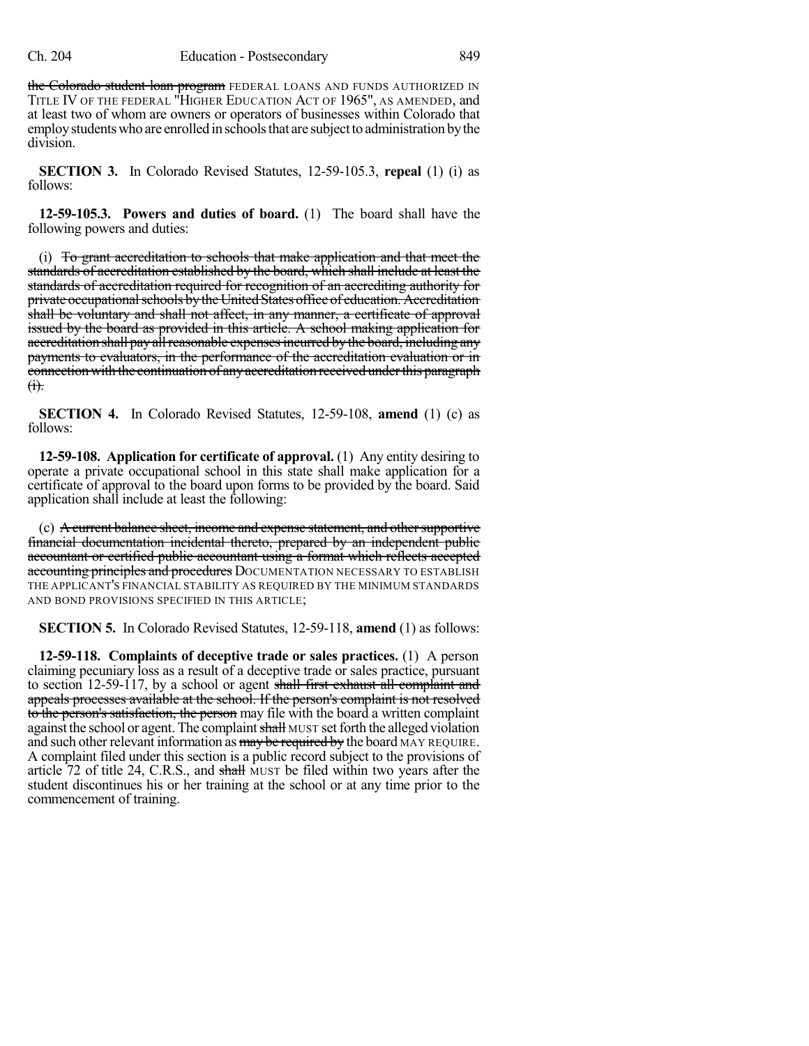the Colorado student loan program FEDERAL LOANS AND FUNDS AUTHORIZED IN TITLE IV OF THE FEDERAL "HIGHER EDUCATION ACT OF 1965", AS AMENDED, and at least two of whom are owners or operators of businesses within Colorado that employ students who are enrolled in schools that are subject to administration by the division.

**SECTION 3.** In Colorado Revised Statutes, 12-59-105.3, **repeal** (1) (i) as follows:

**12-59-105.3. Powers and duties of board.** (1) The board shall have the following powers and duties:

(i) ~~To grant accreditation to schools that make application and that meet the standards of accreditation established by the board, which shall include at least the standards of accreditation required for recognition of an accrediting authority for private occupational schools by the United States office of education. Accreditation shall be voluntary and shall not affect, in any manner, a certificate of approval issued by the board as provided in this article. A school making application for accreditation shall pay all reasonable expenses incurred by the board, including any payments to evaluators, in the performance of the accreditation evaluation or in connection with the continuation of any accreditation received under this paragraph (i).~~

**SECTION 4.** In Colorado Revised Statutes, 12-59-108, **amend** (1) (c) as follows:

**12-59-108. Application for certificate of approval.** (1) Any entity desiring to operate a private occupational school in this state shall make application for a certificate of approval to the board upon forms to be provided by the board. Said application shall include at least the following:

(c) ~~A current balance sheet, income and expense statement, and other supportive financial documentation incidental thereto, prepared by an independent public accountant or certified public accountant using a format which reflects accepted accounting principles and procedures~~ DOCUMENTATION NECESSARY TO ESTABLISH THE APPLICANT'S FINANCIAL STABILITY AS REQUIRED BY THE MINIMUM STANDARDS AND BOND PROVISIONS SPECIFIED IN THIS ARTICLE;

**SECTION 5.** In Colorado Revised Statutes, 12-59-118, **amend** (1) as follows:

**12-59-118. Complaints of deceptive trade or sales practices.** (1) A person claiming pecuniary loss as a result of a deceptive trade or sales practice, pursuant to section 12-59-117, by a school or agent ~~shall first exhaust all complaint and appeals processes available at the school. If the person's complaint is not resolved to the person's satisfaction, the person~~ may file with the board a written complaint against the school or agent. The complaint ~~shall~~ MUST set forth the alleged violation and such other relevant information as ~~may be required by~~ the board MAY REQUIRE. A complaint filed under this section is a public record subject to the provisions of article 72 of title 24, C.R.S., and ~~shall~~ MUST be filed within two years after the student discontinues his or her training at the school or at any time prior to the commencement of training.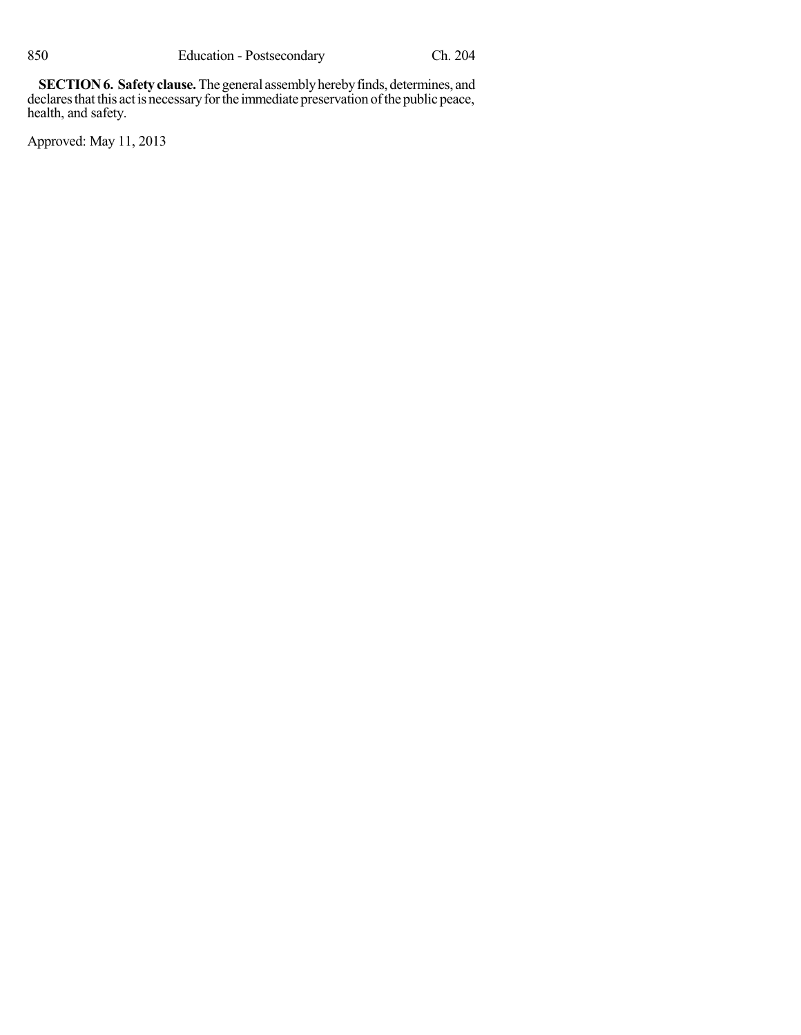**SECTION 6. Safety clause.** The general assembly hereby finds, determines, and declares that this act is necessary for the immediate preservation of the public peace, health, and safety.

Approved: May 11, 2013